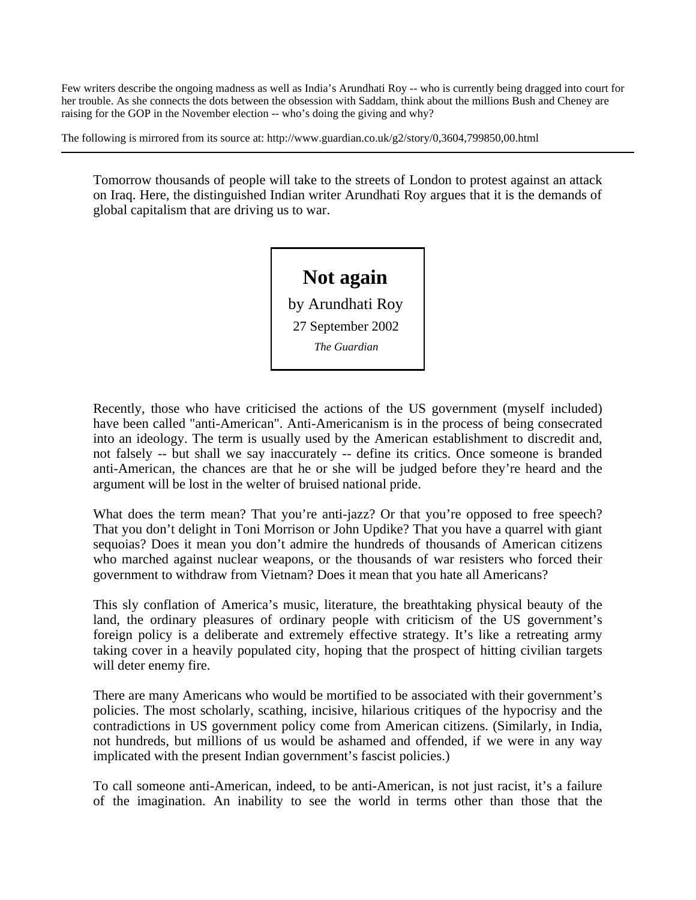Few writers describe the ongoing madness as well as India's Arundhati Roy -- who is currently being dragged into court for her trouble. As she connects the dots between the obsession with Saddam, think about the millions Bush and Cheney are raising for the GOP in the November election -- who's doing the giving and why?

The following is mirrored from its source at: http://www.guardian.co.uk/g2/story/0,3604,799850,00.html

---

Tomorrow thousands of people will take to the streets of London to protest against an attack on Iraq. Here, the distinguished Indian writer Arundhati Roy argues that it is the demands of global capitalism that are driving us to war.

# Not again

by Arundhati Roy

27 September 2002

*The Guardian*

Recently, those who have criticised the actions of the US government (myself included) have been called "anti-American". Anti-Americanism is in the process of being consecrated into an ideology. The term is usually used by the American establishment to discredit and, not falsely -- but shall we say inaccurately -- define its critics. Once someone is branded anti-American, the chances are that he or she will be judged before they're heard and the argument will be lost in the welter of bruised national pride.

What does the term mean? That you're anti-jazz? Or that you're opposed to free speech? That you don't delight in Toni Morrison or John Updike? That you have a quarrel with giant sequoias? Does it mean you don't admire the hundreds of thousands of American citizens who marched against nuclear weapons, or the thousands of war resisters who forced their government to withdraw from Vietnam? Does it mean that you hate all Americans?

This sly conflation of America's music, literature, the breathtaking physical beauty of the land, the ordinary pleasures of ordinary people with criticism of the US government's foreign policy is a deliberate and extremely effective strategy. It's like a retreating army taking cover in a heavily populated city, hoping that the prospect of hitting civilian targets will deter enemy fire.

There are many Americans who would be mortified to be associated with their government's policies. The most scholarly, scathing, incisive, hilarious critiques of the hypocrisy and the contradictions in US government policy come from American citizens. (Similarly, in India, not hundreds, but millions of us would be ashamed and offended, if we were in any way implicated with the present Indian government's fascist policies.)

To call someone anti-American, indeed, to be anti-American, is not just racist, it's a failure of the imagination. An inability to see the world in terms other than those that the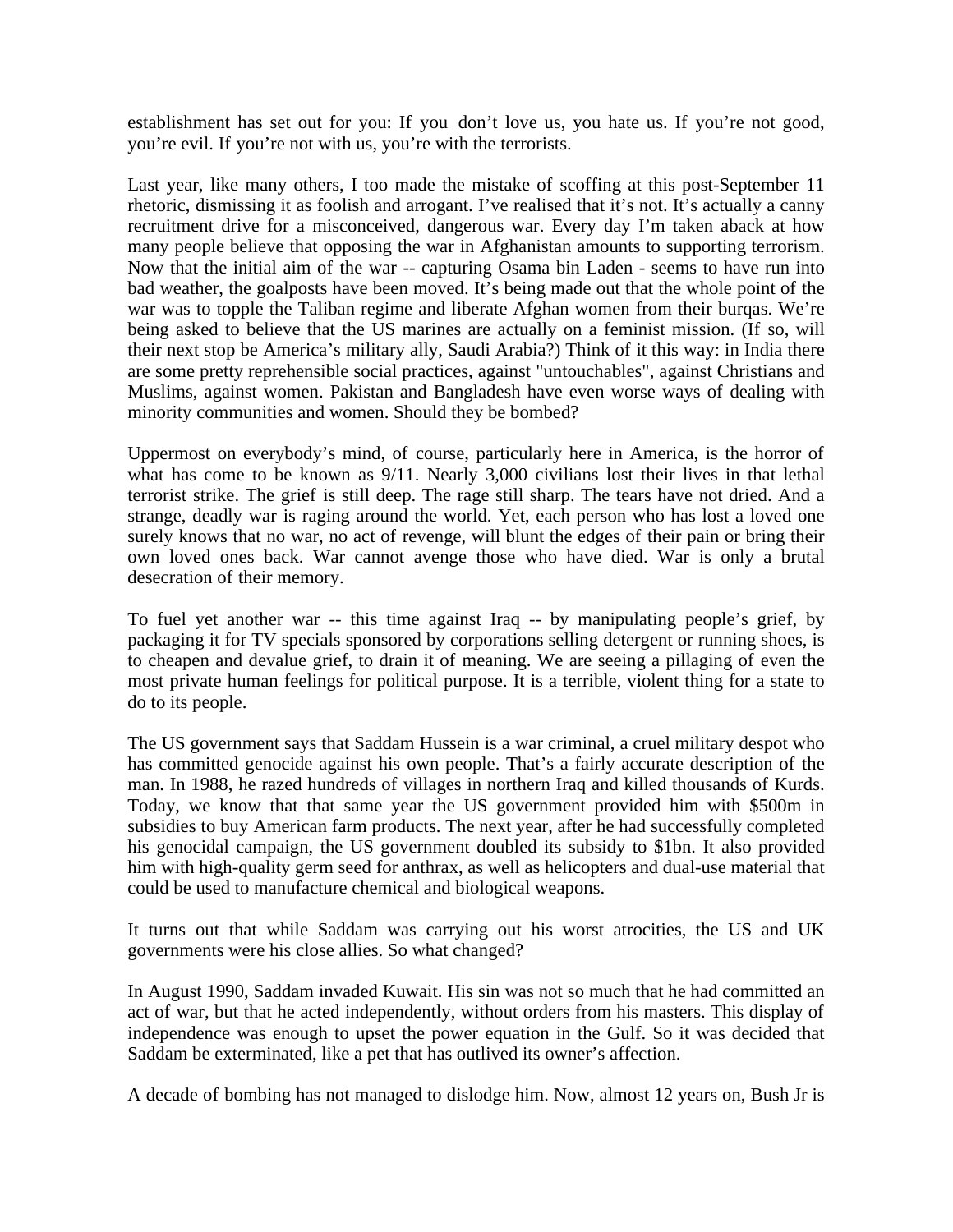establishment has set out for you: If you don't love us, you hate us. If you're not good, you're evil. If you're not with us, you're with the terrorists.

Last year, like many others, I too made the mistake of scoffing at this post-September 11 rhetoric, dismissing it as foolish and arrogant. I've realised that it's not. It's actually a canny recruitment drive for a misconceived, dangerous war. Every day I'm taken aback at how many people believe that opposing the war in Afghanistan amounts to supporting terrorism. Now that the initial aim of the war -- capturing Osama bin Laden - seems to have run into bad weather, the goalposts have been moved. It's being made out that the whole point of the war was to topple the Taliban regime and liberate Afghan women from their burqas. We're being asked to believe that the US marines are actually on a feminist mission. (If so, will their next stop be America's military ally, Saudi Arabia?) Think of it this way: in India there are some pretty reprehensible social practices, against "untouchables", against Christians and Muslims, against women. Pakistan and Bangladesh have even worse ways of dealing with minority communities and women. Should they be bombed?

Uppermost on everybody's mind, of course, particularly here in America, is the horror of what has come to be known as 9/11. Nearly 3,000 civilians lost their lives in that lethal terrorist strike. The grief is still deep. The rage still sharp. The tears have not dried. And a strange, deadly war is raging around the world. Yet, each person who has lost a loved one surely knows that no war, no act of revenge, will blunt the edges of their pain or bring their own loved ones back. War cannot avenge those who have died. War is only a brutal desecration of their memory.

To fuel yet another war -- this time against Iraq -- by manipulating people's grief, by packaging it for TV specials sponsored by corporations selling detergent or running shoes, is to cheapen and devalue grief, to drain it of meaning. We are seeing a pillaging of even the most private human feelings for political purpose. It is a terrible, violent thing for a state to do to its people.

The US government says that Saddam Hussein is a war criminal, a cruel military despot who has committed genocide against his own people. That's a fairly accurate description of the man. In 1988, he razed hundreds of villages in northern Iraq and killed thousands of Kurds. Today, we know that that same year the US government provided him with $500m in subsidies to buy American farm products. The next year, after he had successfully completed his genocidal campaign, the US government doubled its subsidy to $1bn. It also provided him with high-quality germ seed for anthrax, as well as helicopters and dual-use material that could be used to manufacture chemical and biological weapons.

It turns out that while Saddam was carrying out his worst atrocities, the US and UK governments were his close allies. So what changed?

In August 1990, Saddam invaded Kuwait. His sin was not so much that he had committed an act of war, but that he acted independently, without orders from his masters. This display of independence was enough to upset the power equation in the Gulf. So it was decided that Saddam be exterminated, like a pet that has outlived its owner's affection.

A decade of bombing has not managed to dislodge him. Now, almost 12 years on, Bush Jr is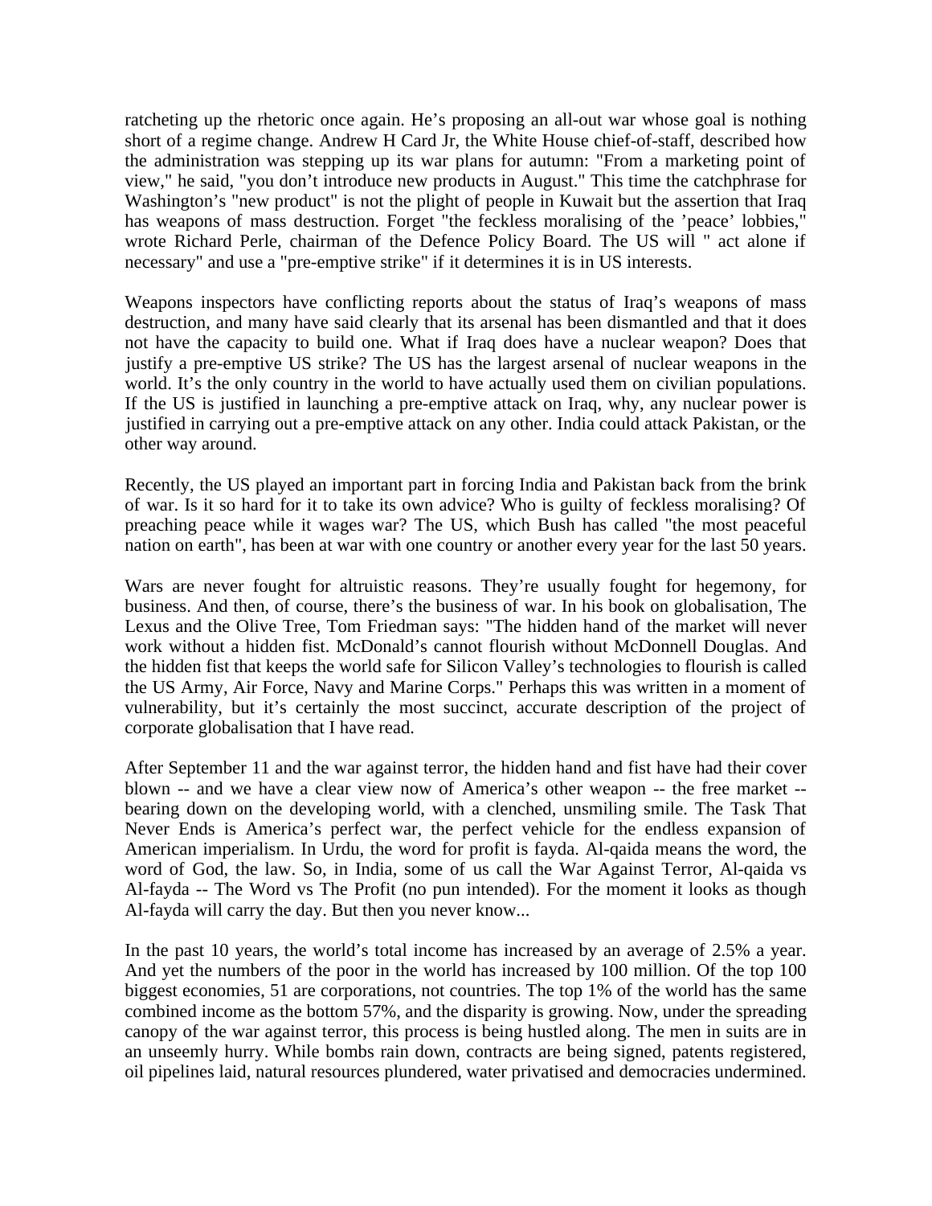ratcheting up the rhetoric once again. He’s proposing an all-out war whose goal is nothing short of a regime change. Andrew H Card Jr, the White House chief-of-staff, described how the administration was stepping up its war plans for autumn: "From a marketing point of view," he said, "you don’t introduce new products in August." This time the catchphrase for Washington’s "new product" is not the plight of people in Kuwait but the assertion that Iraq has weapons of mass destruction. Forget "the feckless moralising of the ’peace’ lobbies," wrote Richard Perle, chairman of the Defence Policy Board. The US will " act alone if necessary" and use a "pre-emptive strike" if it determines it is in US interests.

Weapons inspectors have conflicting reports about the status of Iraq’s weapons of mass destruction, and many have said clearly that its arsenal has been dismantled and that it does not have the capacity to build one. What if Iraq does have a nuclear weapon? Does that justify a pre-emptive US strike? The US has the largest arsenal of nuclear weapons in the world. It’s the only country in the world to have actually used them on civilian populations. If the US is justified in launching a pre-emptive attack on Iraq, why, any nuclear power is justified in carrying out a pre-emptive attack on any other. India could attack Pakistan, or the other way around.

Recently, the US played an important part in forcing India and Pakistan back from the brink of war. Is it so hard for it to take its own advice? Who is guilty of feckless moralising? Of preaching peace while it wages war? The US, which Bush has called "the most peaceful nation on earth", has been at war with one country or another every year for the last 50 years.

Wars are never fought for altruistic reasons. They’re usually fought for hegemony, for business. And then, of course, there’s the business of war. In his book on globalisation, The Lexus and the Olive Tree, Tom Friedman says: "The hidden hand of the market will never work without a hidden fist. McDonald’s cannot flourish without McDonnell Douglas. And the hidden fist that keeps the world safe for Silicon Valley’s technologies to flourish is called the US Army, Air Force, Navy and Marine Corps." Perhaps this was written in a moment of vulnerability, but it’s certainly the most succinct, accurate description of the project of corporate globalisation that I have read.

After September 11 and the war against terror, the hidden hand and fist have had their cover blown -- and we have a clear view now of America’s other weapon -- the free market -- bearing down on the developing world, with a clenched, unsmiling smile. The Task That Never Ends is America’s perfect war, the perfect vehicle for the endless expansion of American imperialism. In Urdu, the word for profit is fayda. Al-qaida means the word, the word of God, the law. So, in India, some of us call the War Against Terror, Al-qaida vs Al-fayda -- The Word vs The Profit (no pun intended). For the moment it looks as though Al-fayda will carry the day. But then you never know...

In the past 10 years, the world’s total income has increased by an average of 2.5% a year. And yet the numbers of the poor in the world has increased by 100 million. Of the top 100 biggest economies, 51 are corporations, not countries. The top 1% of the world has the same combined income as the bottom 57%, and the disparity is growing. Now, under the spreading canopy of the war against terror, this process is being hustled along. The men in suits are in an unseemly hurry. While bombs rain down, contracts are being signed, patents registered, oil pipelines laid, natural resources plundered, water privatised and democracies undermined.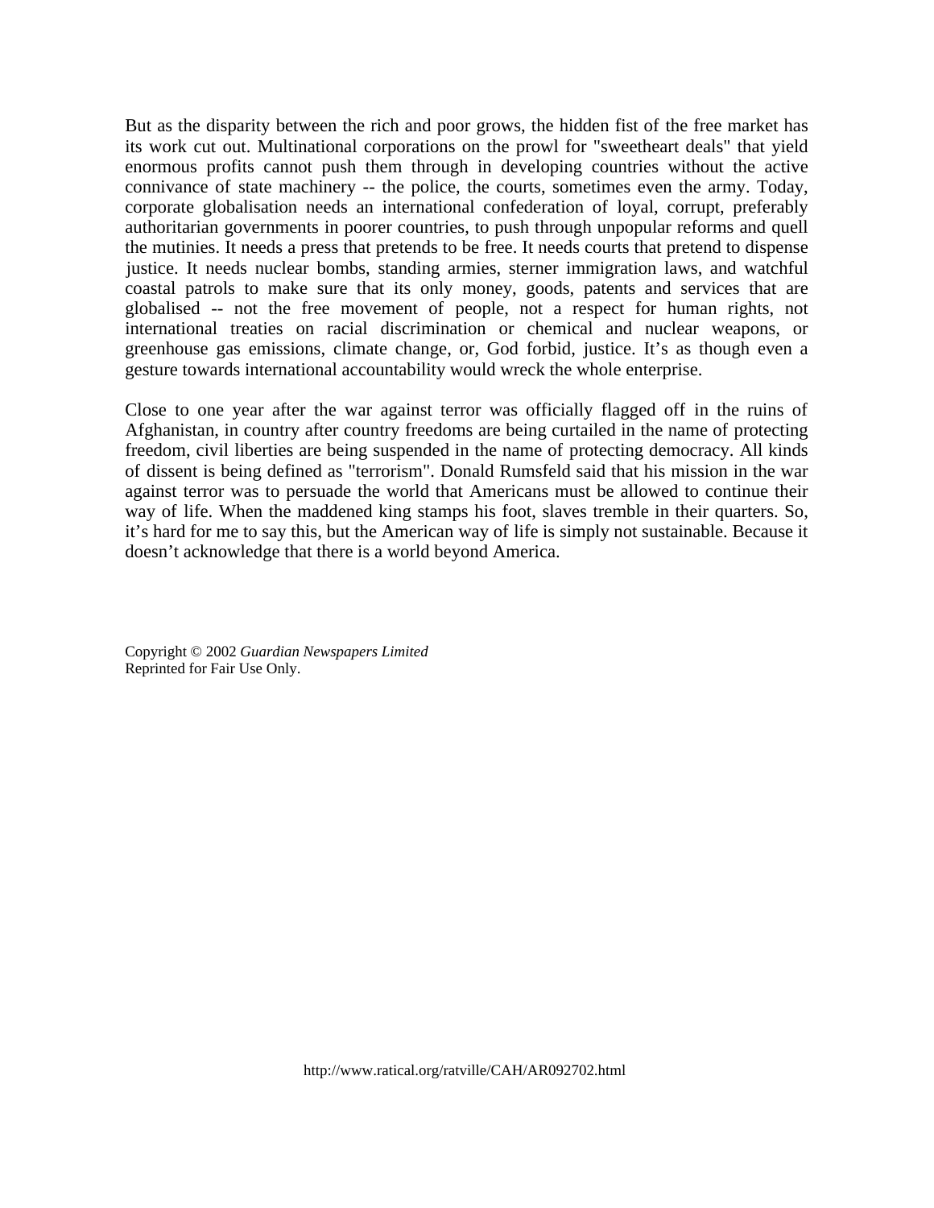But as the disparity between the rich and poor grows, the hidden fist of the free market has its work cut out. Multinational corporations on the prowl for "sweetheart deals" that yield enormous profits cannot push them through in developing countries without the active connivance of state machinery -- the police, the courts, sometimes even the army. Today, corporate globalisation needs an international confederation of loyal, corrupt, preferably authoritarian governments in poorer countries, to push through unpopular reforms and quell the mutinies. It needs a press that pretends to be free. It needs courts that pretend to dispense justice. It needs nuclear bombs, standing armies, sterner immigration laws, and watchful coastal patrols to make sure that its only money, goods, patents and services that are globalised -- not the free movement of people, not a respect for human rights, not international treaties on racial discrimination or chemical and nuclear weapons, or greenhouse gas emissions, climate change, or, God forbid, justice. It's as though even a gesture towards international accountability would wreck the whole enterprise.

Close to one year after the war against terror was officially flagged off in the ruins of Afghanistan, in country after country freedoms are being curtailed in the name of protecting freedom, civil liberties are being suspended in the name of protecting democracy. All kinds of dissent is being defined as "terrorism". Donald Rumsfeld said that his mission in the war against terror was to persuade the world that Americans must be allowed to continue their way of life. When the maddened king stamps his foot, slaves tremble in their quarters. So, it's hard for me to say this, but the American way of life is simply not sustainable. Because it doesn't acknowledge that there is a world beyond America.

Copyright © 2002 *Guardian Newspapers Limited*
Reprinted for Fair Use Only.

http://www.ratical.org/ratville/CAH/AR092702.html